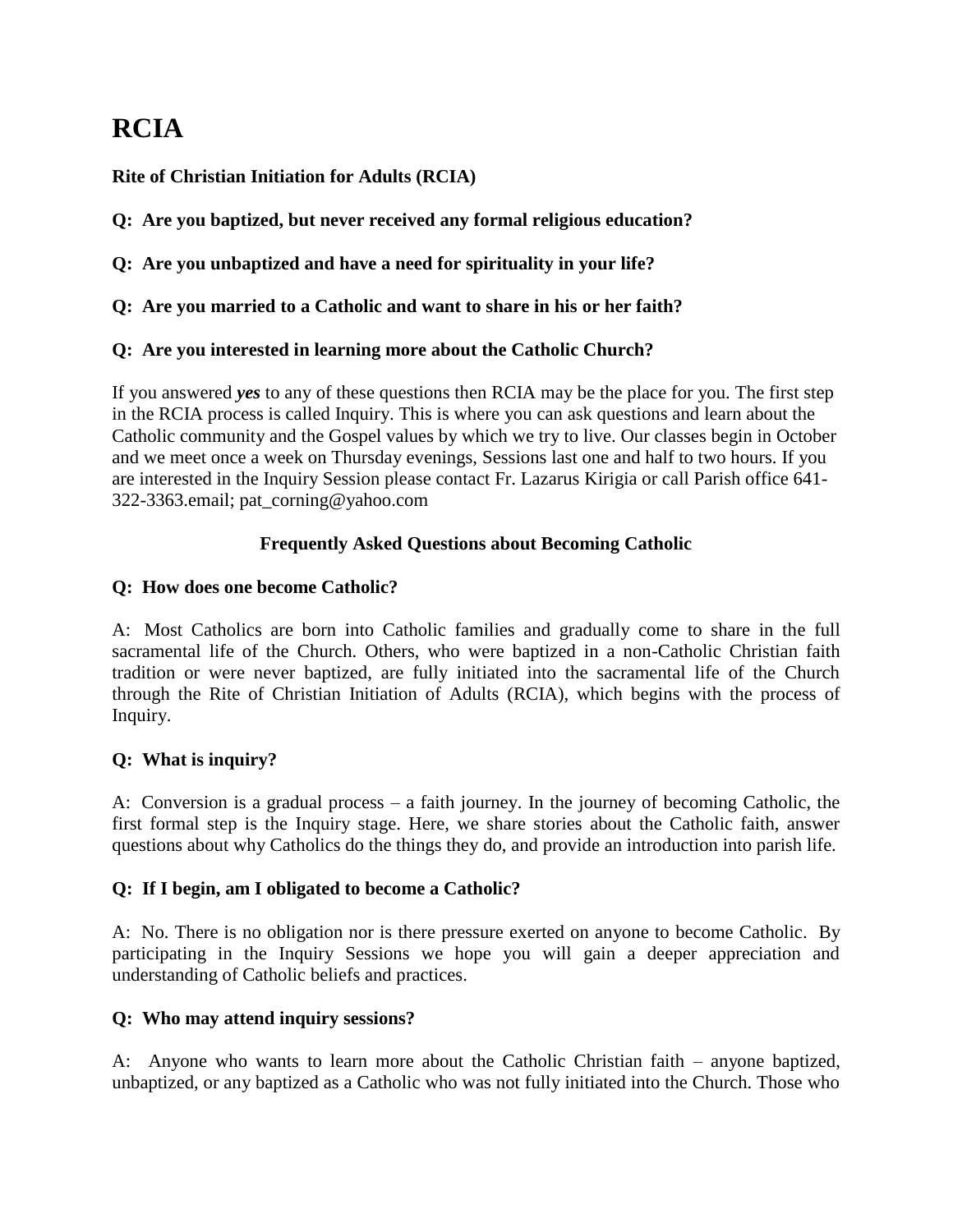# RCIA

**Rite of Christian Initiation for Adults (RCIA)**

**Q: Are you baptized, but never received any formal religious education?**

**Q: Are you unbaptized and have a need for spirituality in your life?**

**Q: Are you married to a Catholic and want to share in his or her faith?**

**Q: Are you interested in learning more about the Catholic Church?**

If you answered ***yes*** to any of these questions then RCIA may be the place for you. The first step in the RCIA process is called Inquiry. This is where you can ask questions and learn about the Catholic community and the Gospel values by which we try to live. Our classes begin in October and we meet once a week on Thursday evenings, Sessions last one and half to two hours. If you are interested in the Inquiry Session please contact Fr. Lazarus Kirigia or call Parish office 641-322-3363.email; pat_corning@yahoo.com

**Frequently Asked Questions about Becoming Catholic**

**Q: How does one become Catholic?**

A: Most Catholics are born into Catholic families and gradually come to share in the full sacramental life of the Church. Others, who were baptized in a non-Catholic Christian faith tradition or were never baptized, are fully initiated into the sacramental life of the Church through the Rite of Christian Initiation of Adults (RCIA), which begins with the process of Inquiry.

**Q: What is inquiry?**

A: Conversion is a gradual process – a faith journey. In the journey of becoming Catholic, the first formal step is the Inquiry stage. Here, we share stories about the Catholic faith, answer questions about why Catholics do the things they do, and provide an introduction into parish life.

**Q: If I begin, am I obligated to become a Catholic?**

A: No. There is no obligation nor is there pressure exerted on anyone to become Catholic. By participating in the Inquiry Sessions we hope you will gain a deeper appreciation and understanding of Catholic beliefs and practices.

**Q: Who may attend inquiry sessions?**

A: Anyone who wants to learn more about the Catholic Christian faith – anyone baptized, unbaptized, or any baptized as a Catholic who was not fully initiated into the Church. Those who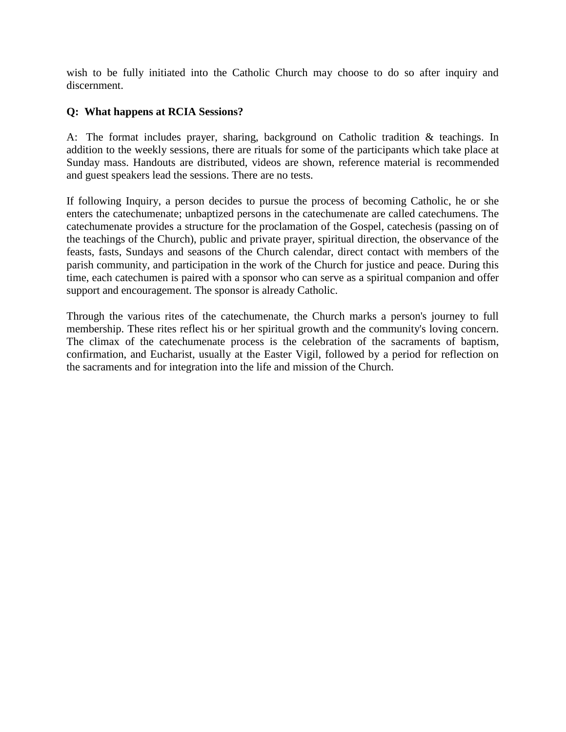wish to be fully initiated into the Catholic Church may choose to do so after inquiry and discernment.

**Q: What happens at RCIA Sessions?**

A: The format includes prayer, sharing, background on Catholic tradition & teachings. In addition to the weekly sessions, there are rituals for some of the participants which take place at Sunday mass. Handouts are distributed, videos are shown, reference material is recommended and guest speakers lead the sessions. There are no tests.

If following Inquiry, a person decides to pursue the process of becoming Catholic, he or she enters the catechumenate; unbaptized persons in the catechumenate are called catechumens. The catechumenate provides a structure for the proclamation of the Gospel, catechesis (passing on of the teachings of the Church), public and private prayer, spiritual direction, the observance of the feasts, fasts, Sundays and seasons of the Church calendar, direct contact with members of the parish community, and participation in the work of the Church for justice and peace. During this time, each catechumen is paired with a sponsor who can serve as a spiritual companion and offer support and encouragement. The sponsor is already Catholic.

Through the various rites of the catechumenate, the Church marks a person's journey to full membership. These rites reflect his or her spiritual growth and the community's loving concern. The climax of the catechumenate process is the celebration of the sacraments of baptism, confirmation, and Eucharist, usually at the Easter Vigil, followed by a period for reflection on the sacraments and for integration into the life and mission of the Church.